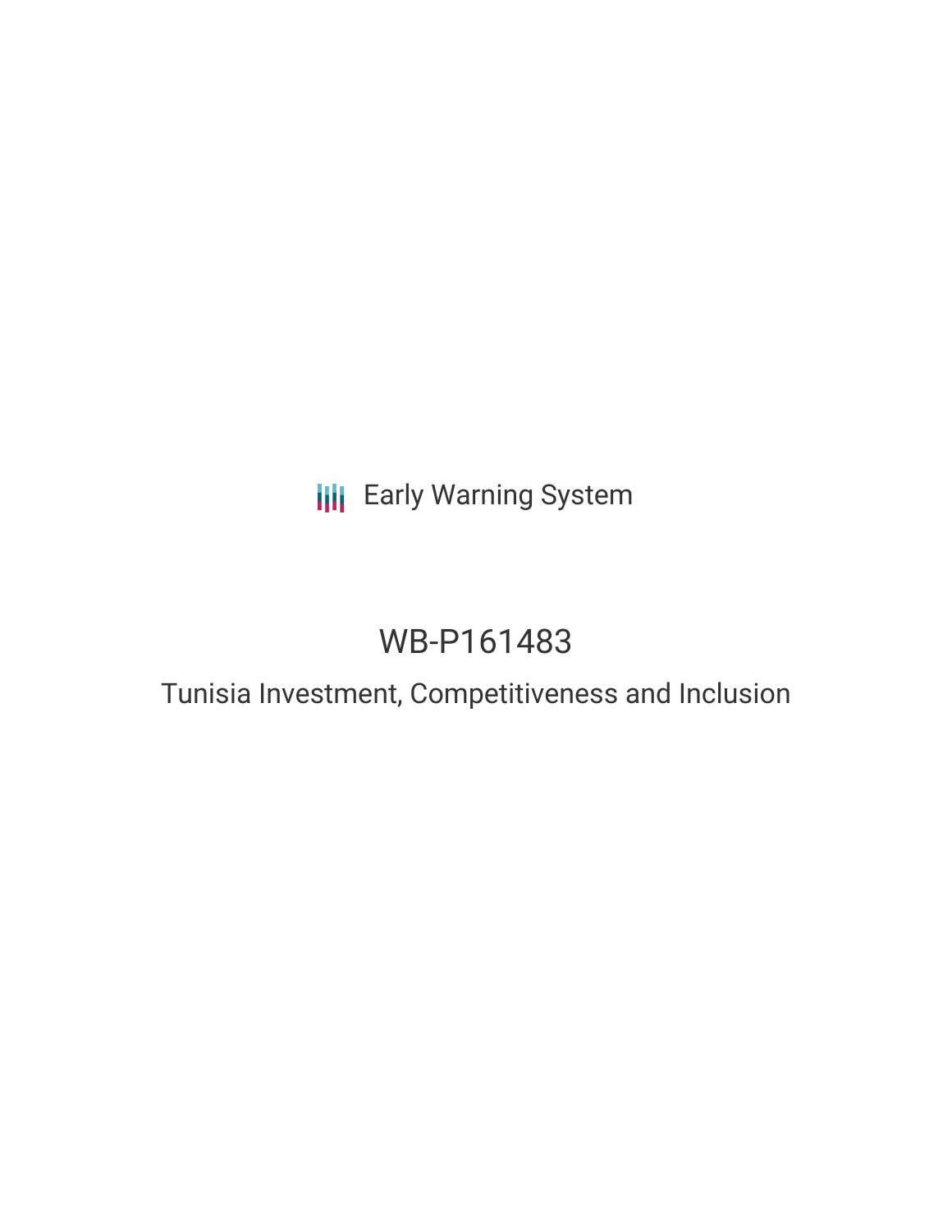Early Warning System

# WB-P161483

## Tunisia Investment, Competitiveness and Inclusion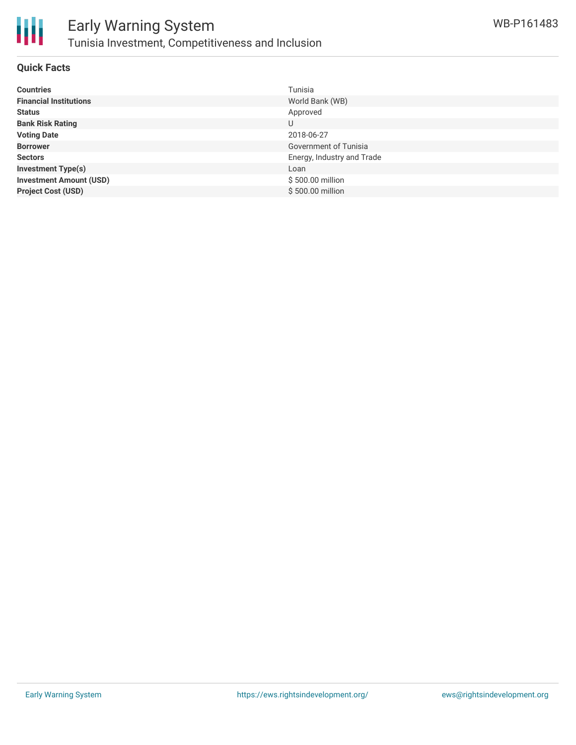# Early Warning System

## Tunisia Investment, Competitiveness and Inclusion

WB-P161483

### Quick Facts

| | |
|---|---|
| **Countries** | Tunisia |
| **Financial Institutions** | World Bank (WB) |
| **Status** | Approved |
| **Bank Risk Rating** | U |
| **Voting Date** | 2018-06-27 |
| **Borrower** | Government of Tunisia |
| **Sectors** | Energy, Industry and Trade |
| **Investment Type(s)** | Loan |
| **Investment Amount (USD)** | $ 500.00 million |
| **Project Cost (USD)** | $ 500.00 million |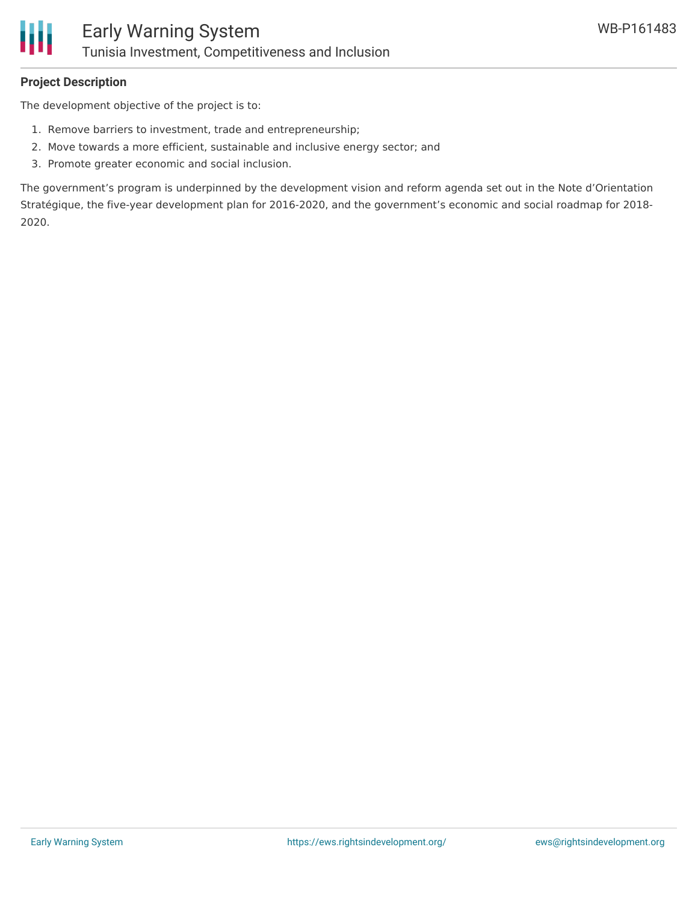## Project Description

The development objective of the project is to:

1. Remove barriers to investment, trade and entrepreneurship;
2. Move towards a more efficient, sustainable and inclusive energy sector; and
3. Promote greater economic and social inclusion.

The government's program is underpinned by the development vision and reform agenda set out in the Note d'Orientation Stratégique, the five-year development plan for 2016-2020, and the government's economic and social roadmap for 2018-2020.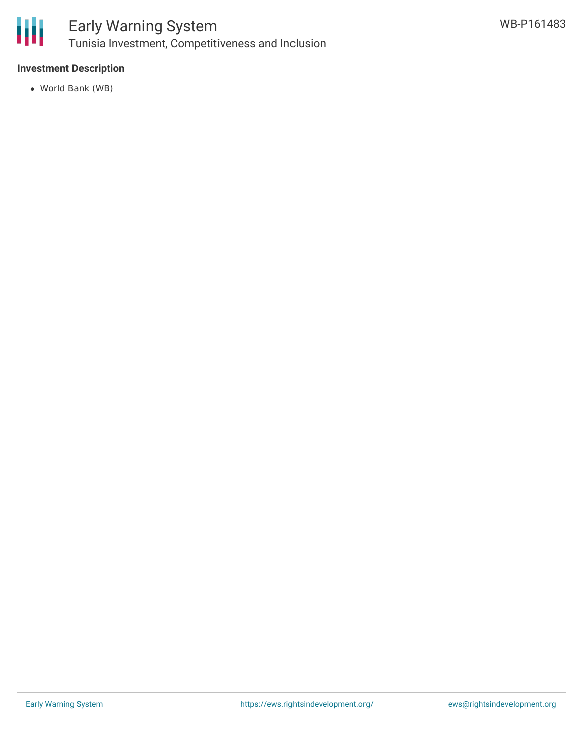**Investment Description**

- World Bank (WB)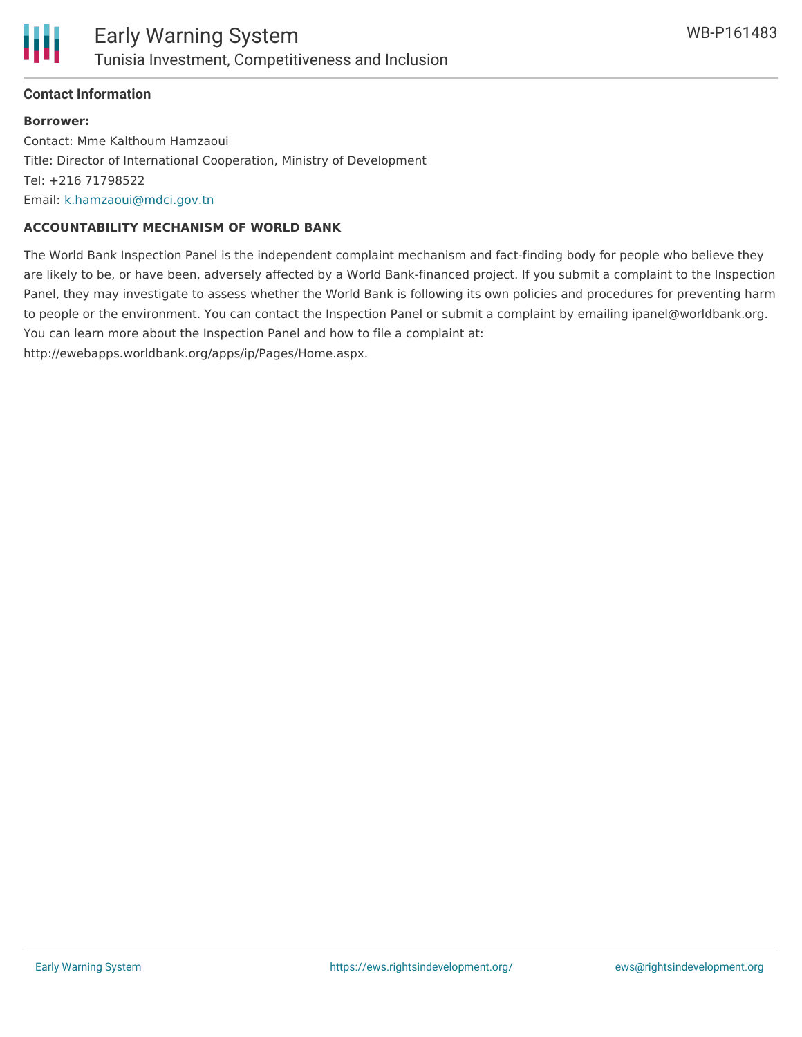## Contact Information

**Borrower:**

Contact: Mme Kalthoum Hamzaoui

Title: Director of International Cooperation, Ministry of Development

Tel: +216 71798522

Email: k.hamzaoui@mdci.gov.tn

### ACCOUNTABILITY MECHANISM OF WORLD BANK

The World Bank Inspection Panel is the independent complaint mechanism and fact-finding body for people who believe they are likely to be, or have been, adversely affected by a World Bank-financed project. If you submit a complaint to the Inspection Panel, they may investigate to assess whether the World Bank is following its own policies and procedures for preventing harm to people or the environment. You can contact the Inspection Panel or submit a complaint by emailing ipanel@worldbank.org. You can learn more about the Inspection Panel and how to file a complaint at: http://ewebapps.worldbank.org/apps/ip/Pages/Home.aspx.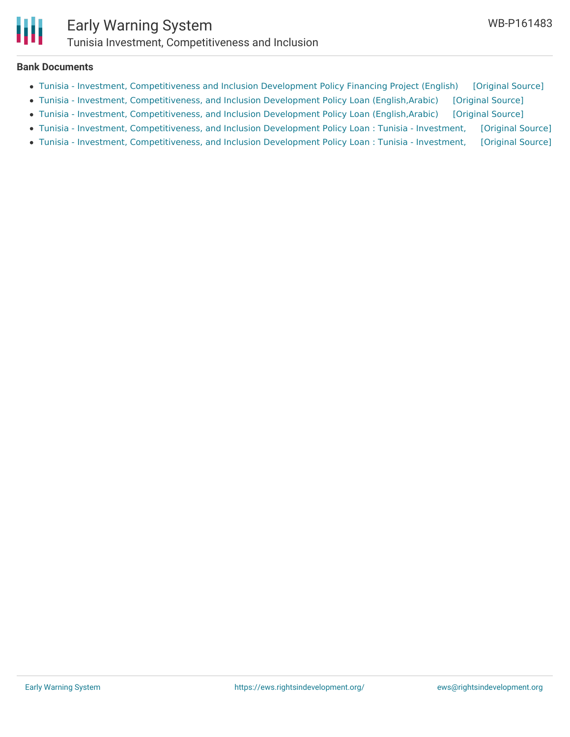## Bank Documents

- Tunisia - Investment, Competitiveness and Inclusion Development Policy Financing Project (English) [Original Source]
- Tunisia - Investment, Competitiveness, and Inclusion Development Policy Loan (English,Arabic) [Original Source]
- Tunisia - Investment, Competitiveness, and Inclusion Development Policy Loan (English,Arabic) [Original Source]
- Tunisia - Investment, Competitiveness, and Inclusion Development Policy Loan : Tunisia - Investment, [Original Source]
- Tunisia - Investment, Competitiveness, and Inclusion Development Policy Loan : Tunisia - Investment, [Original Source]